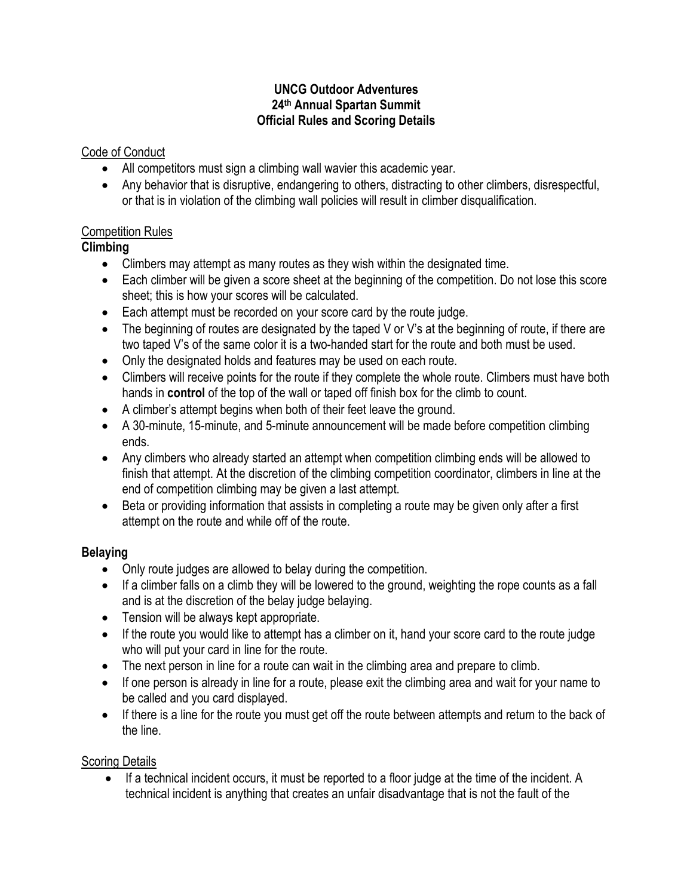**UNCG Outdoor Adventures**
**24th Annual Spartan Summit**
**Official Rules and Scoring Details**

Code of Conduct

- All competitors must sign a climbing wall wavier this academic year.
- Any behavior that is disruptive, endangering to others, distracting to other climbers, disrespectful, or that is in violation of the climbing wall policies will result in climber disqualification.

Competition Rules

**Climbing**

- Climbers may attempt as many routes as they wish within the designated time.
- Each climber will be given a score sheet at the beginning of the competition. Do not lose this score sheet; this is how your scores will be calculated.
- Each attempt must be recorded on your score card by the route judge.
- The beginning of routes are designated by the taped V or V's at the beginning of route, if there are two taped V's of the same color it is a two-handed start for the route and both must be used.
- Only the designated holds and features may be used on each route.
- Climbers will receive points for the route if they complete the whole route. Climbers must have both hands in **control** of the top of the wall or taped off finish box for the climb to count.
- A climber's attempt begins when both of their feet leave the ground.
- A 30-minute, 15-minute, and 5-minute announcement will be made before competition climbing ends.
- Any climbers who already started an attempt when competition climbing ends will be allowed to finish that attempt. At the discretion of the climbing competition coordinator, climbers in line at the end of competition climbing may be given a last attempt.
- Beta or providing information that assists in completing a route may be given only after a first attempt on the route and while off of the route.

**Belaying**

- Only route judges are allowed to belay during the competition.
- If a climber falls on a climb they will be lowered to the ground, weighting the rope counts as a fall and is at the discretion of the belay judge belaying.
- Tension will be always kept appropriate.
- If the route you would like to attempt has a climber on it, hand your score card to the route judge who will put your card in line for the route.
- The next person in line for a route can wait in the climbing area and prepare to climb.
- If one person is already in line for a route, please exit the climbing area and wait for your name to be called and you card displayed.
- If there is a line for the route you must get off the route between attempts and return to the back of the line.

Scoring Details

- If a technical incident occurs, it must be reported to a floor judge at the time of the incident. A technical incident is anything that creates an unfair disadvantage that is not the fault of the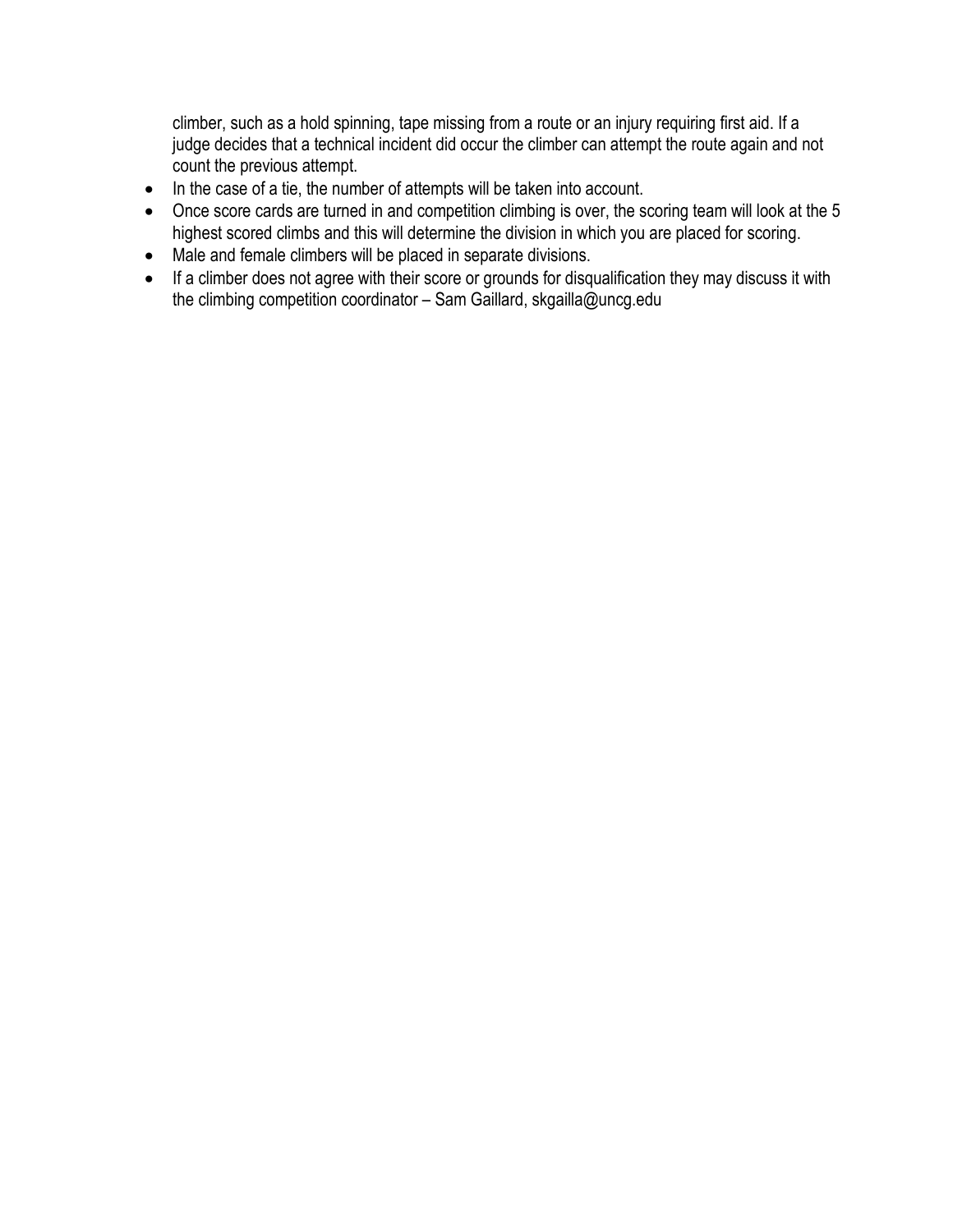climber, such as a hold spinning, tape missing from a route or an injury requiring first aid. If a judge decides that a technical incident did occur the climber can attempt the route again and not count the previous attempt.

- In the case of a tie, the number of attempts will be taken into account.
- Once score cards are turned in and competition climbing is over, the scoring team will look at the 5 highest scored climbs and this will determine the division in which you are placed for scoring.
- Male and female climbers will be placed in separate divisions.
- If a climber does not agree with their score or grounds for disqualification they may discuss it with the climbing competition coordinator – Sam Gaillard, skgailla@uncg.edu